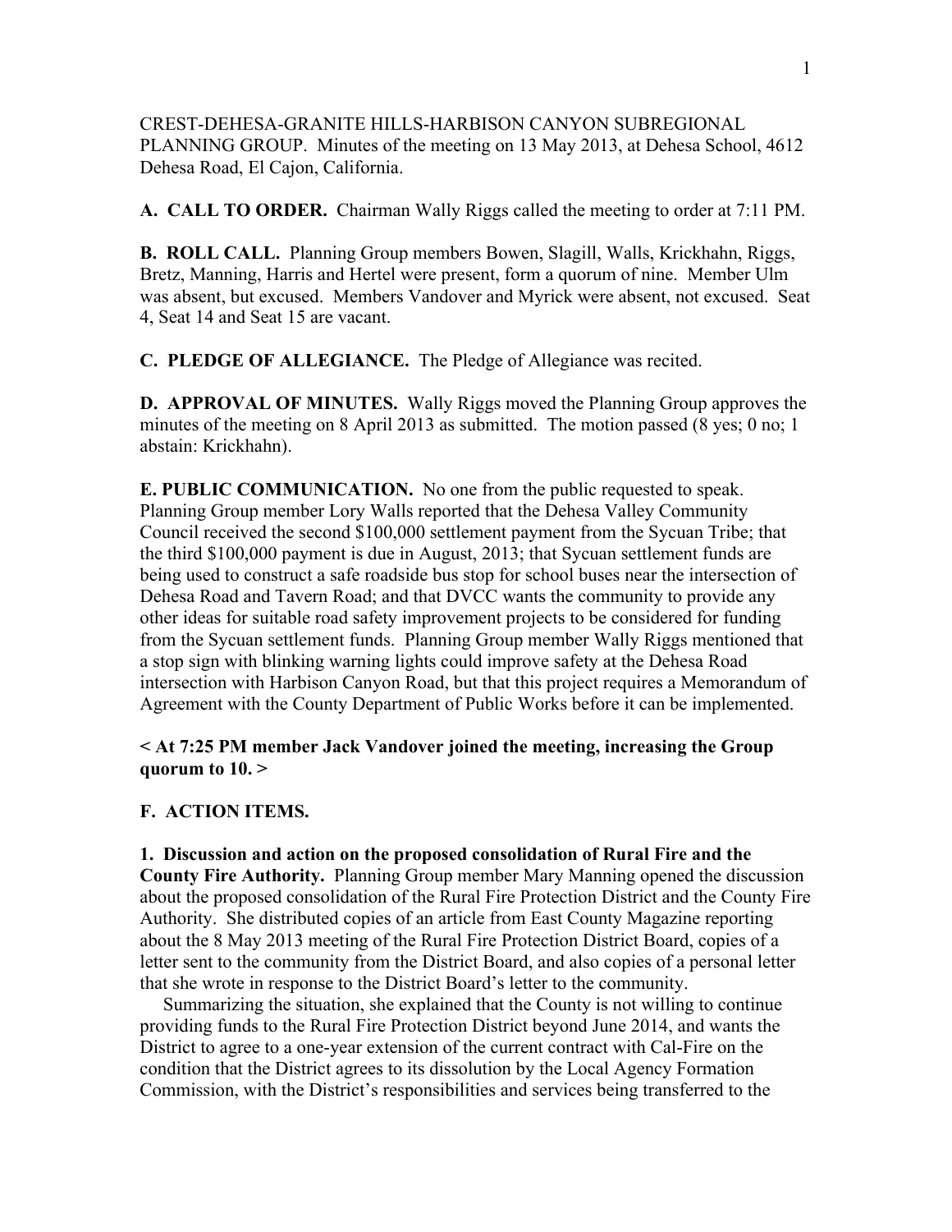CREST-DEHESA-GRANITE HILLS-HARBISON CANYON SUBREGIONAL PLANNING GROUP. Minutes of the meeting on 13 May 2013, at Dehesa School, 4612 Dehesa Road, El Cajon, California.

**A. CALL TO ORDER.** Chairman Wally Riggs called the meeting to order at 7:11 PM.

**B. ROLL CALL.** Planning Group members Bowen, Slagill, Walls, Krickhahn, Riggs, Bretz, Manning, Harris and Hertel were present, form a quorum of nine. Member Ulm was absent, but excused. Members Vandover and Myrick were absent, not excused. Seat 4, Seat 14 and Seat 15 are vacant.

**C. PLEDGE OF ALLEGIANCE.** The Pledge of Allegiance was recited.

**D. APPROVAL OF MINUTES.** Wally Riggs moved the Planning Group approves the minutes of the meeting on 8 April 2013 as submitted. The motion passed (8 yes; 0 no; 1 abstain: Krickhahn).

**E. PUBLIC COMMUNICATION.** No one from the public requested to speak. Planning Group member Lory Walls reported that the Dehesa Valley Community Council received the second $100,000 settlement payment from the Sycuan Tribe; that the third $100,000 payment is due in August, 2013; that Sycuan settlement funds are being used to construct a safe roadside bus stop for school buses near the intersection of Dehesa Road and Tavern Road; and that DVCC wants the community to provide any other ideas for suitable road safety improvement projects to be considered for funding from the Sycuan settlement funds. Planning Group member Wally Riggs mentioned that a stop sign with blinking warning lights could improve safety at the Dehesa Road intersection with Harbison Canyon Road, but that this project requires a Memorandum of Agreement with the County Department of Public Works before it can be implemented.

**< At 7:25 PM member Jack Vandover joined the meeting, increasing the Group quorum to 10. >**

**F. ACTION ITEMS.**

**1. Discussion and action on the proposed consolidation of Rural Fire and the County Fire Authority.** Planning Group member Mary Manning opened the discussion about the proposed consolidation of the Rural Fire Protection District and the County Fire Authority. She distributed copies of an article from East County Magazine reporting about the 8 May 2013 meeting of the Rural Fire Protection District Board, copies of a letter sent to the community from the District Board, and also copies of a personal letter that she wrote in response to the District Board's letter to the community.

Summarizing the situation, she explained that the County is not willing to continue providing funds to the Rural Fire Protection District beyond June 2014, and wants the District to agree to a one-year extension of the current contract with Cal-Fire on the condition that the District agrees to its dissolution by the Local Agency Formation Commission, with the District's responsibilities and services being transferred to the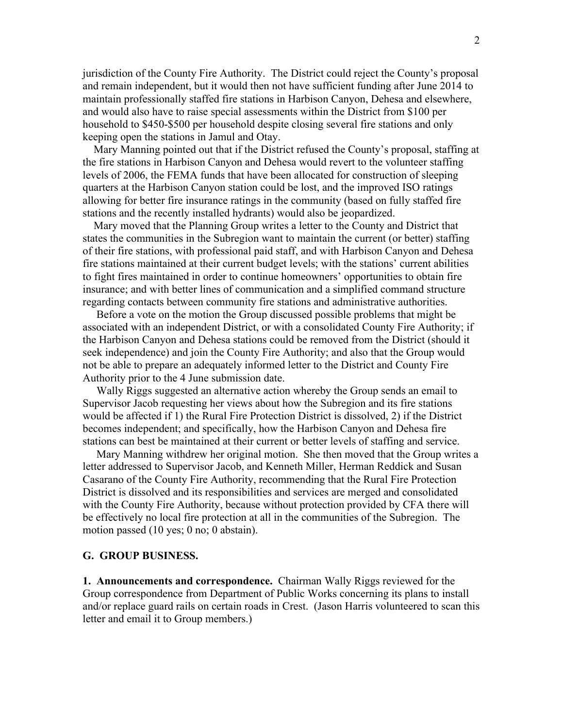jurisdiction of the County Fire Authority. The District could reject the County's proposal and remain independent, but it would then not have sufficient funding after June 2014 to maintain professionally staffed fire stations in Harbison Canyon, Dehesa and elsewhere, and would also have to raise special assessments within the District from $100 per household to $450-$500 per household despite closing several fire stations and only keeping open the stations in Jamul and Otay.

Mary Manning pointed out that if the District refused the County's proposal, staffing at the fire stations in Harbison Canyon and Dehesa would revert to the volunteer staffing levels of 2006, the FEMA funds that have been allocated for construction of sleeping quarters at the Harbison Canyon station could be lost, and the improved ISO ratings allowing for better fire insurance ratings in the community (based on fully staffed fire stations and the recently installed hydrants) would also be jeopardized.

Mary moved that the Planning Group writes a letter to the County and District that states the communities in the Subregion want to maintain the current (or better) staffing of their fire stations, with professional paid staff, and with Harbison Canyon and Dehesa fire stations maintained at their current budget levels; with the stations' current abilities to fight fires maintained in order to continue homeowners' opportunities to obtain fire insurance; and with better lines of communication and a simplified command structure regarding contacts between community fire stations and administrative authorities.

Before a vote on the motion the Group discussed possible problems that might be associated with an independent District, or with a consolidated County Fire Authority; if the Harbison Canyon and Dehesa stations could be removed from the District (should it seek independence) and join the County Fire Authority; and also that the Group would not be able to prepare an adequately informed letter to the District and County Fire Authority prior to the 4 June submission date.

Wally Riggs suggested an alternative action whereby the Group sends an email to Supervisor Jacob requesting her views about how the Subregion and its fire stations would be affected if 1) the Rural Fire Protection District is dissolved, 2) if the District becomes independent; and specifically, how the Harbison Canyon and Dehesa fire stations can best be maintained at their current or better levels of staffing and service.

Mary Manning withdrew her original motion. She then moved that the Group writes a letter addressed to Supervisor Jacob, and Kenneth Miller, Herman Reddick and Susan Casarano of the County Fire Authority, recommending that the Rural Fire Protection District is dissolved and its responsibilities and services are merged and consolidated with the County Fire Authority, because without protection provided by CFA there will be effectively no local fire protection at all in the communities of the Subregion. The motion passed (10 yes; 0 no; 0 abstain).

## G. GROUP BUSINESS.

**1. Announcements and correspondence.** Chairman Wally Riggs reviewed for the Group correspondence from Department of Public Works concerning its plans to install and/or replace guard rails on certain roads in Crest. (Jason Harris volunteered to scan this letter and email it to Group members.)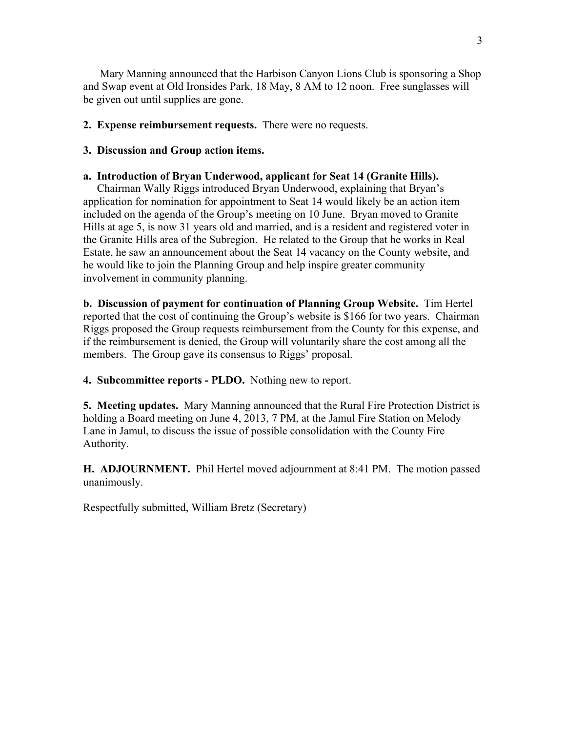Mary Manning announced that the Harbison Canyon Lions Club is sponsoring a Shop and Swap event at Old Ironsides Park, 18 May, 8 AM to 12 noon. Free sunglasses will be given out until supplies are gone.

**2. Expense reimbursement requests.** There were no requests.

**3. Discussion and Group action items.**

**a. Introduction of Bryan Underwood, applicant for Seat 14 (Granite Hills).** Chairman Wally Riggs introduced Bryan Underwood, explaining that Bryan's application for nomination for appointment to Seat 14 would likely be an action item included on the agenda of the Group's meeting on 10 June. Bryan moved to Granite Hills at age 5, is now 31 years old and married, and is a resident and registered voter in the Granite Hills area of the Subregion. He related to the Group that he works in Real Estate, he saw an announcement about the Seat 14 vacancy on the County website, and he would like to join the Planning Group and help inspire greater community involvement in community planning.

**b. Discussion of payment for continuation of Planning Group Website.** Tim Hertel reported that the cost of continuing the Group's website is $166 for two years. Chairman Riggs proposed the Group requests reimbursement from the County for this expense, and if the reimbursement is denied, the Group will voluntarily share the cost among all the members. The Group gave its consensus to Riggs' proposal.

**4. Subcommittee reports - PLDO.** Nothing new to report.

**5. Meeting updates.** Mary Manning announced that the Rural Fire Protection District is holding a Board meeting on June 4, 2013, 7 PM, at the Jamul Fire Station on Melody Lane in Jamul, to discuss the issue of possible consolidation with the County Fire Authority.

**H. ADJOURNMENT.** Phil Hertel moved adjournment at 8:41 PM. The motion passed unanimously.

Respectfully submitted, William Bretz (Secretary)